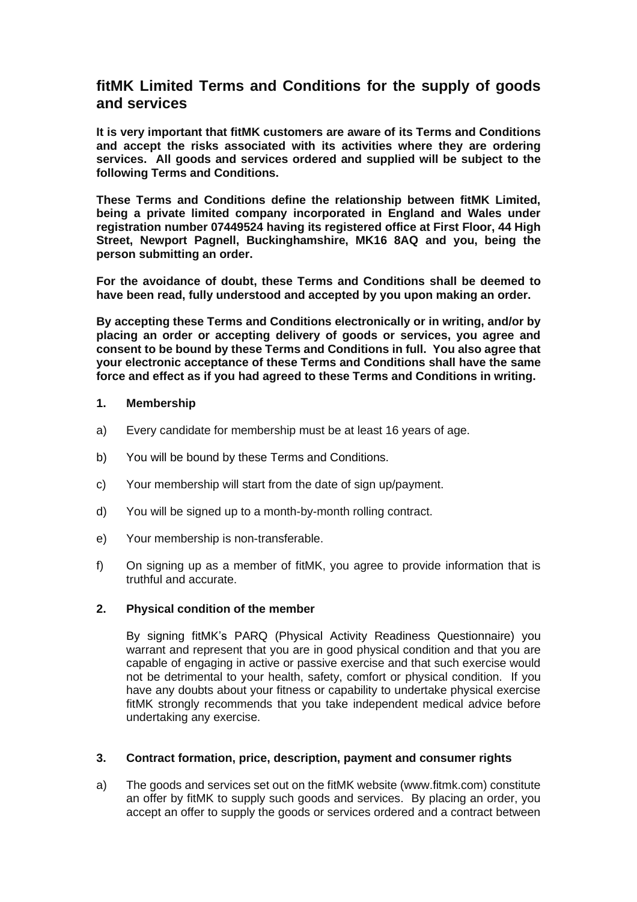# fitMK Limited Terms and Conditions for the supply of goods and services

**It is very important that fitMK customers are aware of its Terms and Conditions and accept the risks associated with its activities where they are ordering services. All goods and services ordered and supplied will be subject to the following Terms and Conditions.**

**These Terms and Conditions define the relationship between fitMK Limited, being a private limited company incorporated in England and Wales under registration number 07449524 having its registered office at First Floor, 44 High Street, Newport Pagnell, Buckinghamshire, MK16 8AQ and you, being the person submitting an order.**

**For the avoidance of doubt, these Terms and Conditions shall be deemed to have been read, fully understood and accepted by you upon making an order.**

**By accepting these Terms and Conditions electronically or in writing, and/or by placing an order or accepting delivery of goods or services, you agree and consent to be bound by these Terms and Conditions in full. You also agree that your electronic acceptance of these Terms and Conditions shall have the same force and effect as if you had agreed to these Terms and Conditions in writing.**

## 1. Membership

a) Every candidate for membership must be at least 16 years of age.

b) You will be bound by these Terms and Conditions.

c) Your membership will start from the date of sign up/payment.

d) You will be signed up to a month-by-month rolling contract.

e) Your membership is non-transferable.

f) On signing up as a member of fitMK, you agree to provide information that is truthful and accurate.

## 2. Physical condition of the member

By signing fitMK's PARQ (Physical Activity Readiness Questionnaire) you warrant and represent that you are in good physical condition and that you are capable of engaging in active or passive exercise and that such exercise would not be detrimental to your health, safety, comfort or physical condition. If you have any doubts about your fitness or capability to undertake physical exercise fitMK strongly recommends that you take independent medical advice before undertaking any exercise.

## 3. Contract formation, price, description, payment and consumer rights

a) The goods and services set out on the fitMK website (www.fitmk.com) constitute an offer by fitMK to supply such goods and services. By placing an order, you accept an offer to supply the goods or services ordered and a contract between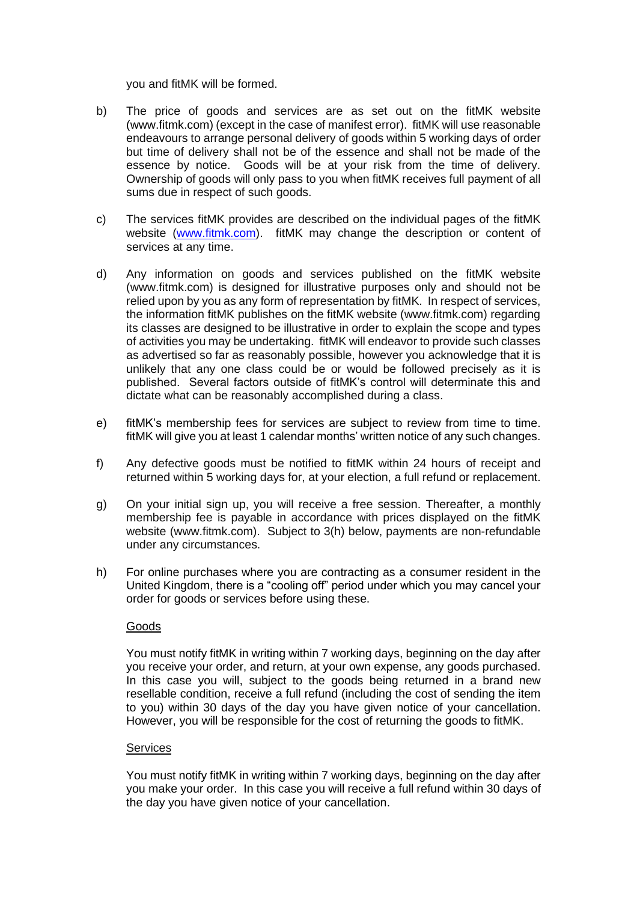you and fitMK will be formed.

b) The price of goods and services are as set out on the fitMK website (www.fitmk.com) (except in the case of manifest error). fitMK will use reasonable endeavours to arrange personal delivery of goods within 5 working days of order but time of delivery shall not be of the essence and shall not be made of the essence by notice. Goods will be at your risk from the time of delivery. Ownership of goods will only pass to you when fitMK receives full payment of all sums due in respect of such goods.

c) The services fitMK provides are described on the individual pages of the fitMK website (www.fitmk.com). fitMK may change the description or content of services at any time.

d) Any information on goods and services published on the fitMK website (www.fitmk.com) is designed for illustrative purposes only and should not be relied upon by you as any form of representation by fitMK. In respect of services, the information fitMK publishes on the fitMK website (www.fitmk.com) regarding its classes are designed to be illustrative in order to explain the scope and types of activities you may be undertaking. fitMK will endeavor to provide such classes as advertised so far as reasonably possible, however you acknowledge that it is unlikely that any one class could be or would be followed precisely as it is published. Several factors outside of fitMK's control will determinate this and dictate what can be reasonably accomplished during a class.

e) fitMK's membership fees for services are subject to review from time to time. fitMK will give you at least 1 calendar months' written notice of any such changes.

f) Any defective goods must be notified to fitMK within 24 hours of receipt and returned within 5 working days for, at your election, a full refund or replacement.

g) On your initial sign up, you will receive a free session. Thereafter, a monthly membership fee is payable in accordance with prices displayed on the fitMK website (www.fitmk.com). Subject to 3(h) below, payments are non-refundable under any circumstances.

h) For online purchases where you are contracting as a consumer resident in the United Kingdom, there is a "cooling off" period under which you may cancel your order for goods or services before using these.

   Goods

   You must notify fitMK in writing within 7 working days, beginning on the day after you receive your order, and return, at your own expense, any goods purchased. In this case you will, subject to the goods being returned in a brand new resellable condition, receive a full refund (including the cost of sending the item to you) within 30 days of the day you have given notice of your cancellation. However, you will be responsible for the cost of returning the goods to fitMK.

   Services

   You must notify fitMK in writing within 7 working days, beginning on the day after you make your order. In this case you will receive a full refund within 30 days of the day you have given notice of your cancellation.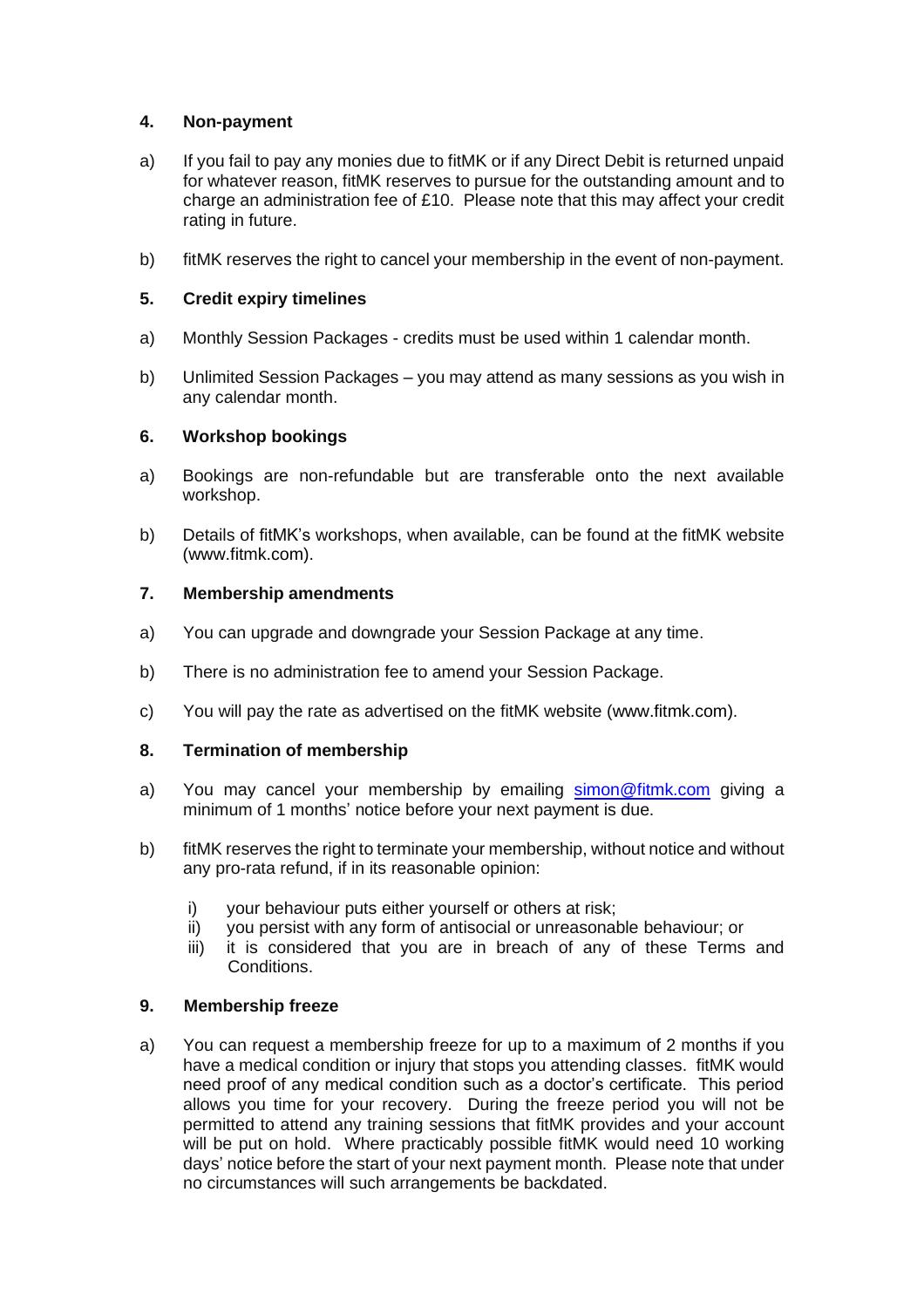## 4. Non-payment

a) If you fail to pay any monies due to fitMK or if any Direct Debit is returned unpaid for whatever reason, fitMK reserves to pursue for the outstanding amount and to charge an administration fee of £10. Please note that this may affect your credit rating in future.

b) fitMK reserves the right to cancel your membership in the event of non-payment.

## 5. Credit expiry timelines

a) Monthly Session Packages - credits must be used within 1 calendar month.

b) Unlimited Session Packages – you may attend as many sessions as you wish in any calendar month.

## 6. Workshop bookings

a) Bookings are non-refundable but are transferable onto the next available workshop.

b) Details of fitMK's workshops, when available, can be found at the fitMK website (www.fitmk.com).

## 7. Membership amendments

a) You can upgrade and downgrade your Session Package at any time.

b) There is no administration fee to amend your Session Package.

c) You will pay the rate as advertised on the fitMK website (www.fitmk.com).

## 8. Termination of membership

a) You may cancel your membership by emailing simon@fitmk.com giving a minimum of 1 months' notice before your next payment is due.

b) fitMK reserves the right to terminate your membership, without notice and without any pro-rata refund, if in its reasonable opinion:

   i) your behaviour puts either yourself or others at risk;
   ii) you persist with any form of antisocial or unreasonable behaviour; or
   iii) it is considered that you are in breach of any of these Terms and Conditions.

## 9. Membership freeze

a) You can request a membership freeze for up to a maximum of 2 months if you have a medical condition or injury that stops you attending classes. fitMK would need proof of any medical condition such as a doctor's certificate. This period allows you time for your recovery. During the freeze period you will not be permitted to attend any training sessions that fitMK provides and your account will be put on hold. Where practicably possible fitMK would need 10 working days' notice before the start of your next payment month. Please note that under no circumstances will such arrangements be backdated.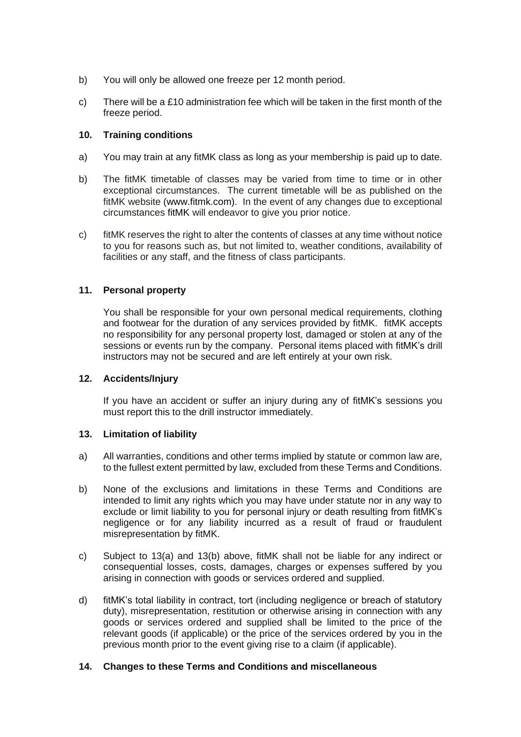b) You will only be allowed one freeze per 12 month period.

c) There will be a £10 administration fee which will be taken in the first month of the freeze period.

### 10. Training conditions

a) You may train at any fitMK class as long as your membership is paid up to date.

b) The fitMK timetable of classes may be varied from time to time or in other exceptional circumstances. The current timetable will be as published on the fitMK website (www.fitmk.com). In the event of any changes due to exceptional circumstances fitMK will endeavor to give you prior notice.

c) fitMK reserves the right to alter the contents of classes at any time without notice to you for reasons such as, but not limited to, weather conditions, availability of facilities or any staff, and the fitness of class participants.

### 11. Personal property

You shall be responsible for your own personal medical requirements, clothing and footwear for the duration of any services provided by fitMK. fitMK accepts no responsibility for any personal property lost, damaged or stolen at any of the sessions or events run by the company. Personal items placed with fitMK's drill instructors may not be secured and are left entirely at your own risk.

### 12. Accidents/Injury

If you have an accident or suffer an injury during any of fitMK's sessions you must report this to the drill instructor immediately.

### 13. Limitation of liability

a) All warranties, conditions and other terms implied by statute or common law are, to the fullest extent permitted by law, excluded from these Terms and Conditions.

b) None of the exclusions and limitations in these Terms and Conditions are intended to limit any rights which you may have under statute nor in any way to exclude or limit liability to you for personal injury or death resulting from fitMK's negligence or for any liability incurred as a result of fraud or fraudulent misrepresentation by fitMK.

c) Subject to 13(a) and 13(b) above, fitMK shall not be liable for any indirect or consequential losses, costs, damages, charges or expenses suffered by you arising in connection with goods or services ordered and supplied.

d) fitMK's total liability in contract, tort (including negligence or breach of statutory duty), misrepresentation, restitution or otherwise arising in connection with any goods or services ordered and supplied shall be limited to the price of the relevant goods (if applicable) or the price of the services ordered by you in the previous month prior to the event giving rise to a claim (if applicable).

### 14. Changes to these Terms and Conditions and miscellaneous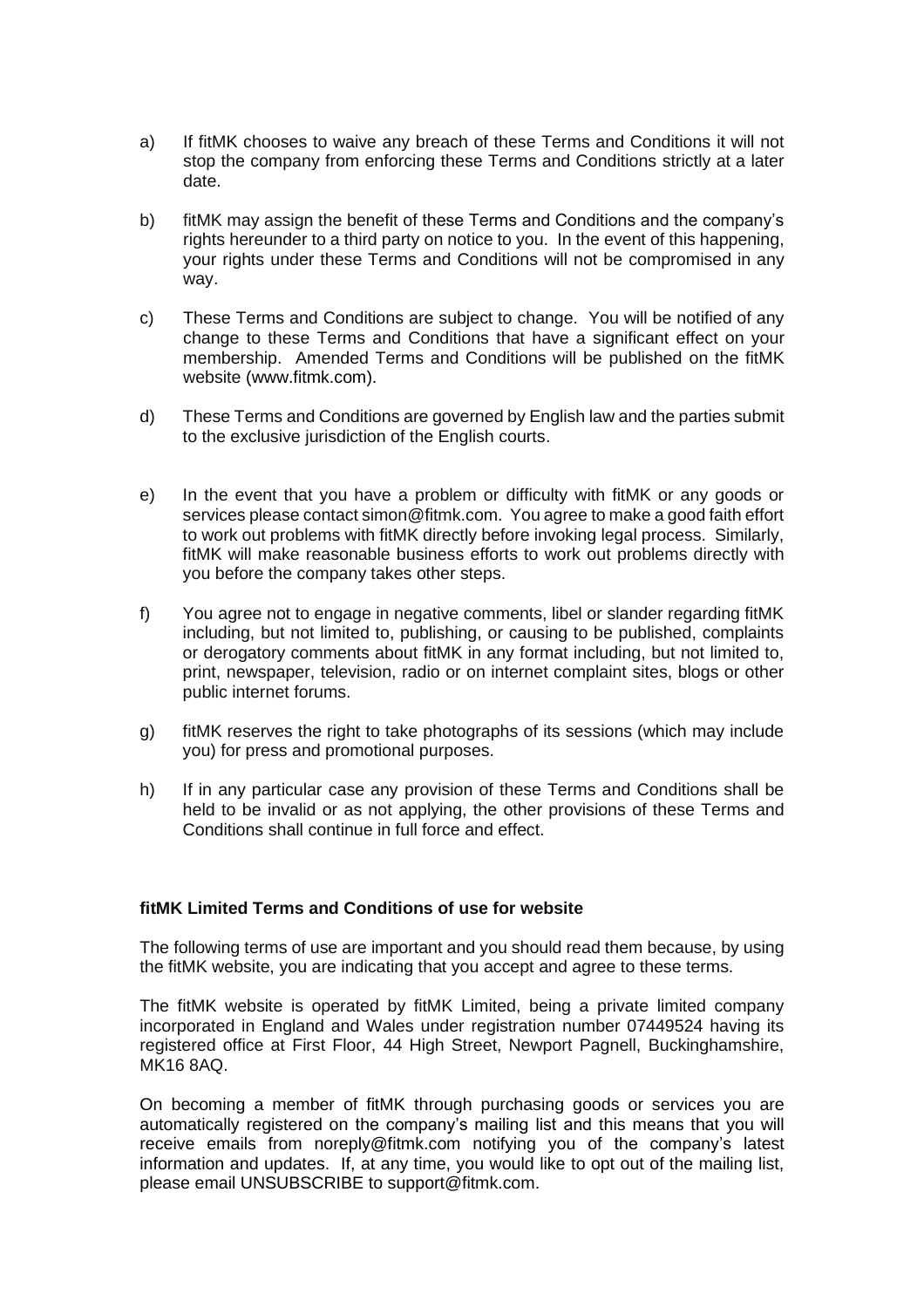a) If fitMK chooses to waive any breach of these Terms and Conditions it will not stop the company from enforcing these Terms and Conditions strictly at a later date.

b) fitMK may assign the benefit of these Terms and Conditions and the company's rights hereunder to a third party on notice to you. In the event of this happening, your rights under these Terms and Conditions will not be compromised in any way.

c) These Terms and Conditions are subject to change. You will be notified of any change to these Terms and Conditions that have a significant effect on your membership. Amended Terms and Conditions will be published on the fitMK website (www.fitmk.com).

d) These Terms and Conditions are governed by English law and the parties submit to the exclusive jurisdiction of the English courts.

e) In the event that you have a problem or difficulty with fitMK or any goods or services please contact simon@fitmk.com. You agree to make a good faith effort to work out problems with fitMK directly before invoking legal process. Similarly, fitMK will make reasonable business efforts to work out problems directly with you before the company takes other steps.

f) You agree not to engage in negative comments, libel or slander regarding fitMK including, but not limited to, publishing, or causing to be published, complaints or derogatory comments about fitMK in any format including, but not limited to, print, newspaper, television, radio or on internet complaint sites, blogs or other public internet forums.

g) fitMK reserves the right to take photographs of its sessions (which may include you) for press and promotional purposes.

h) If in any particular case any provision of these Terms and Conditions shall be held to be invalid or as not applying, the other provisions of these Terms and Conditions shall continue in full force and effect.

**fitMK Limited Terms and Conditions of use for website**

The following terms of use are important and you should read them because, by using the fitMK website, you are indicating that you accept and agree to these terms.

The fitMK website is operated by fitMK Limited, being a private limited company incorporated in England and Wales under registration number 07449524 having its registered office at First Floor, 44 High Street, Newport Pagnell, Buckinghamshire, MK16 8AQ.

On becoming a member of fitMK through purchasing goods or services you are automatically registered on the company's mailing list and this means that you will receive emails from noreply@fitmk.com notifying you of the company's latest information and updates. If, at any time, you would like to opt out of the mailing list, please email UNSUBSCRIBE to support@fitmk.com.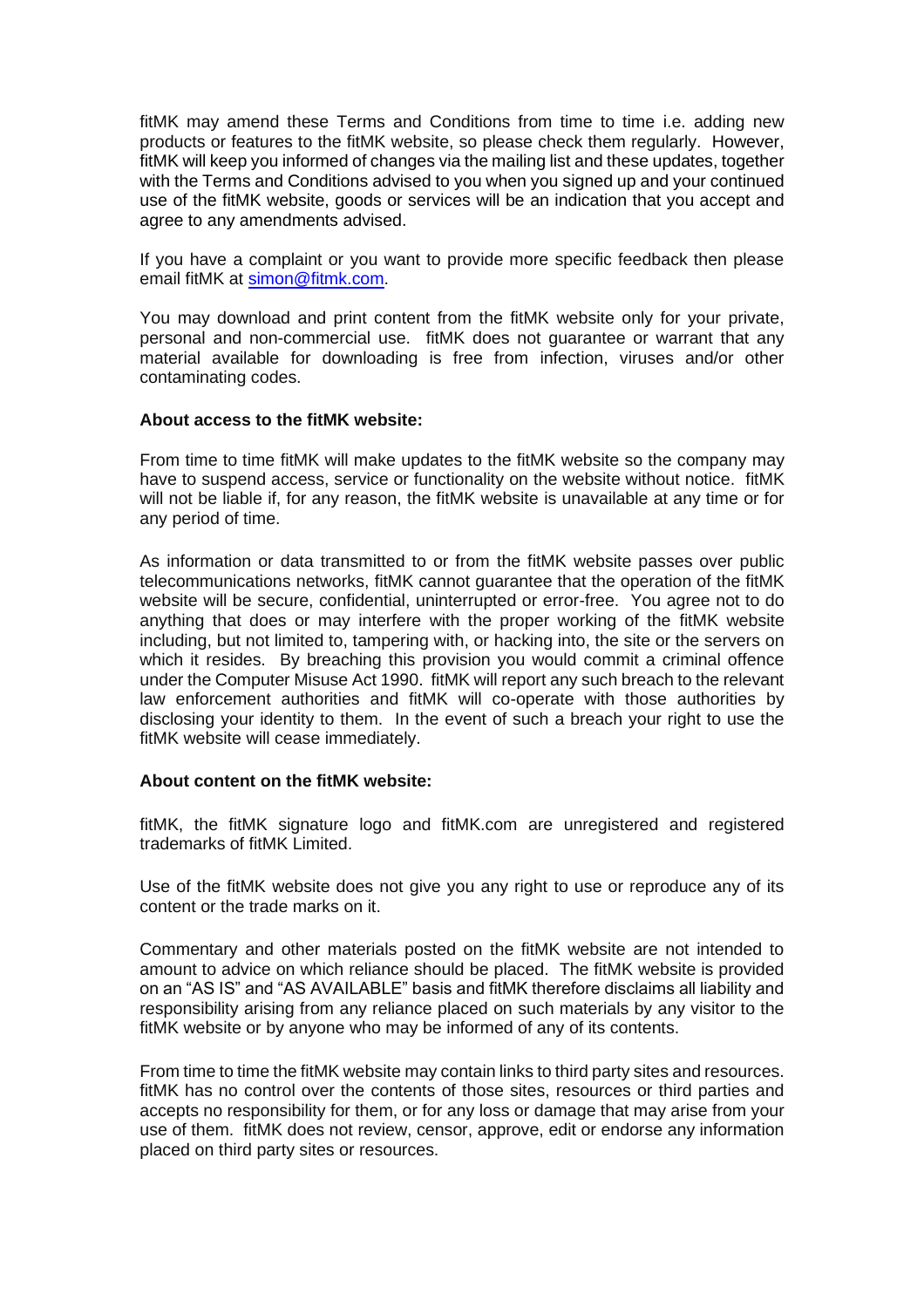fitMK may amend these Terms and Conditions from time to time i.e. adding new products or features to the fitMK website, so please check them regularly. However, fitMK will keep you informed of changes via the mailing list and these updates, together with the Terms and Conditions advised to you when you signed up and your continued use of the fitMK website, goods or services will be an indication that you accept and agree to any amendments advised.

If you have a complaint or you want to provide more specific feedback then please email fitMK at simon@fitmk.com.

You may download and print content from the fitMK website only for your private, personal and non-commercial use. fitMK does not guarantee or warrant that any material available for downloading is free from infection, viruses and/or other contaminating codes.

**About access to the fitMK website:**

From time to time fitMK will make updates to the fitMK website so the company may have to suspend access, service or functionality on the website without notice. fitMK will not be liable if, for any reason, the fitMK website is unavailable at any time or for any period of time.

As information or data transmitted to or from the fitMK website passes over public telecommunications networks, fitMK cannot guarantee that the operation of the fitMK website will be secure, confidential, uninterrupted or error-free. You agree not to do anything that does or may interfere with the proper working of the fitMK website including, but not limited to, tampering with, or hacking into, the site or the servers on which it resides. By breaching this provision you would commit a criminal offence under the Computer Misuse Act 1990. fitMK will report any such breach to the relevant law enforcement authorities and fitMK will co-operate with those authorities by disclosing your identity to them. In the event of such a breach your right to use the fitMK website will cease immediately.

**About content on the fitMK website:**

fitMK, the fitMK signature logo and fitMK.com are unregistered and registered trademarks of fitMK Limited.

Use of the fitMK website does not give you any right to use or reproduce any of its content or the trade marks on it.

Commentary and other materials posted on the fitMK website are not intended to amount to advice on which reliance should be placed. The fitMK website is provided on an "AS IS" and "AS AVAILABLE" basis and fitMK therefore disclaims all liability and responsibility arising from any reliance placed on such materials by any visitor to the fitMK website or by anyone who may be informed of any of its contents.

From time to time the fitMK website may contain links to third party sites and resources. fitMK has no control over the contents of those sites, resources or third parties and accepts no responsibility for them, or for any loss or damage that may arise from your use of them. fitMK does not review, censor, approve, edit or endorse any information placed on third party sites or resources.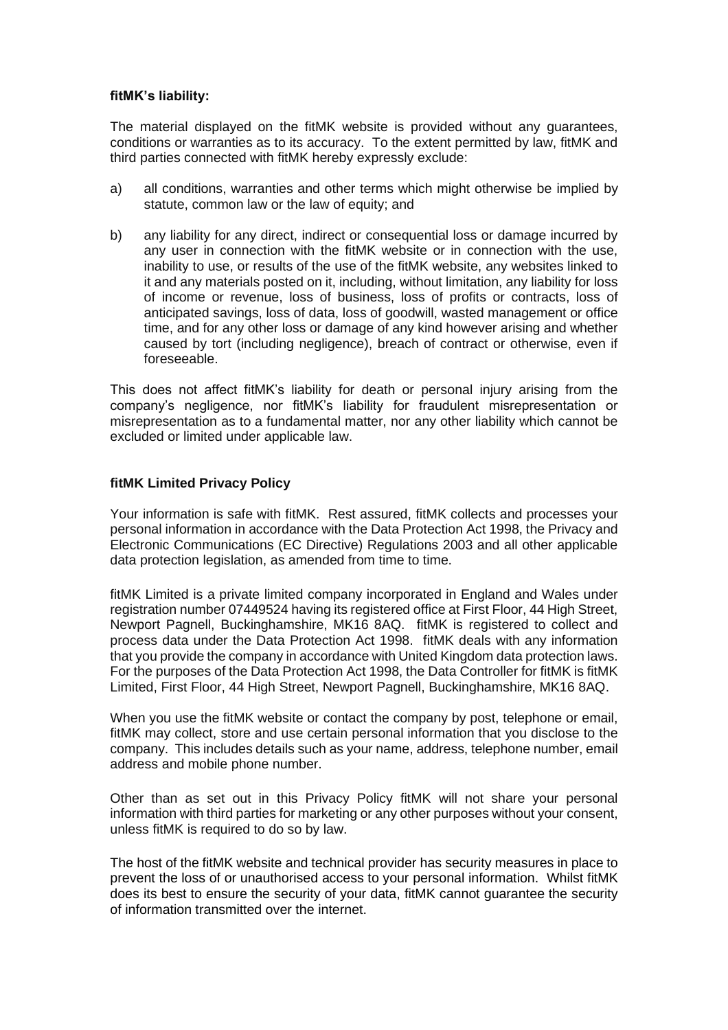**fitMK's liability:**

The material displayed on the fitMK website is provided without any guarantees, conditions or warranties as to its accuracy. To the extent permitted by law, fitMK and third parties connected with fitMK hereby expressly exclude:

a) all conditions, warranties and other terms which might otherwise be implied by statute, common law or the law of equity; and

b) any liability for any direct, indirect or consequential loss or damage incurred by any user in connection with the fitMK website or in connection with the use, inability to use, or results of the use of the fitMK website, any websites linked to it and any materials posted on it, including, without limitation, any liability for loss of income or revenue, loss of business, loss of profits or contracts, loss of anticipated savings, loss of data, loss of goodwill, wasted management or office time, and for any other loss or damage of any kind however arising and whether caused by tort (including negligence), breach of contract or otherwise, even if foreseeable.

This does not affect fitMK's liability for death or personal injury arising from the company's negligence, nor fitMK's liability for fraudulent misrepresentation or misrepresentation as to a fundamental matter, nor any other liability which cannot be excluded or limited under applicable law.

**fitMK Limited Privacy Policy**

Your information is safe with fitMK. Rest assured, fitMK collects and processes your personal information in accordance with the Data Protection Act 1998, the Privacy and Electronic Communications (EC Directive) Regulations 2003 and all other applicable data protection legislation, as amended from time to time.

fitMK Limited is a private limited company incorporated in England and Wales under registration number 07449524 having its registered office at First Floor, 44 High Street, Newport Pagnell, Buckinghamshire, MK16 8AQ. fitMK is registered to collect and process data under the Data Protection Act 1998. fitMK deals with any information that you provide the company in accordance with United Kingdom data protection laws. For the purposes of the Data Protection Act 1998, the Data Controller for fitMK is fitMK Limited, First Floor, 44 High Street, Newport Pagnell, Buckinghamshire, MK16 8AQ.

When you use the fitMK website or contact the company by post, telephone or email, fitMK may collect, store and use certain personal information that you disclose to the company. This includes details such as your name, address, telephone number, email address and mobile phone number.

Other than as set out in this Privacy Policy fitMK will not share your personal information with third parties for marketing or any other purposes without your consent, unless fitMK is required to do so by law.

The host of the fitMK website and technical provider has security measures in place to prevent the loss of or unauthorised access to your personal information. Whilst fitMK does its best to ensure the security of your data, fitMK cannot guarantee the security of information transmitted over the internet.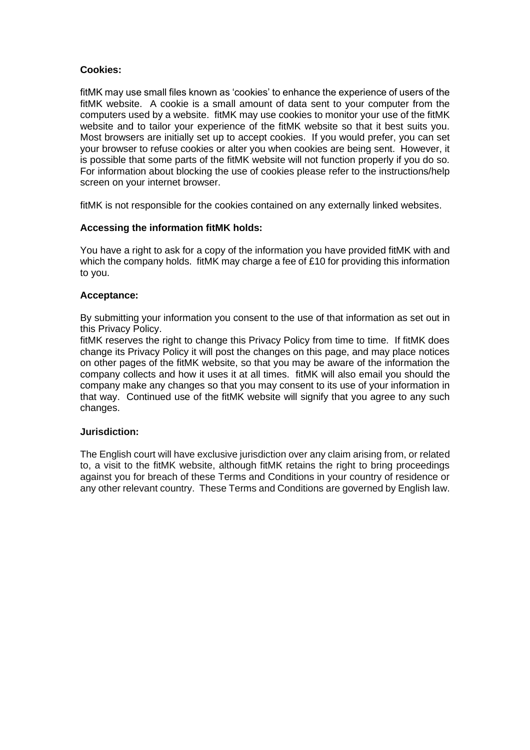**Cookies:**

fitMK may use small files known as 'cookies' to enhance the experience of users of the fitMK website. A cookie is a small amount of data sent to your computer from the computers used by a website. fitMK may use cookies to monitor your use of the fitMK website and to tailor your experience of the fitMK website so that it best suits you. Most browsers are initially set up to accept cookies. If you would prefer, you can set your browser to refuse cookies or alter you when cookies are being sent. However, it is possible that some parts of the fitMK website will not function properly if you do so. For information about blocking the use of cookies please refer to the instructions/help screen on your internet browser.

fitMK is not responsible for the cookies contained on any externally linked websites.

**Accessing the information fitMK holds:**

You have a right to ask for a copy of the information you have provided fitMK with and which the company holds. fitMK may charge a fee of £10 for providing this information to you.

**Acceptance:**

By submitting your information you consent to the use of that information as set out in this Privacy Policy.
fitMK reserves the right to change this Privacy Policy from time to time. If fitMK does change its Privacy Policy it will post the changes on this page, and may place notices on other pages of the fitMK website, so that you may be aware of the information the company collects and how it uses it at all times. fitMK will also email you should the company make any changes so that you may consent to its use of your information in that way. Continued use of the fitMK website will signify that you agree to any such changes.

**Jurisdiction:**

The English court will have exclusive jurisdiction over any claim arising from, or related to, a visit to the fitMK website, although fitMK retains the right to bring proceedings against you for breach of these Terms and Conditions in your country of residence or any other relevant country. These Terms and Conditions are governed by English law.